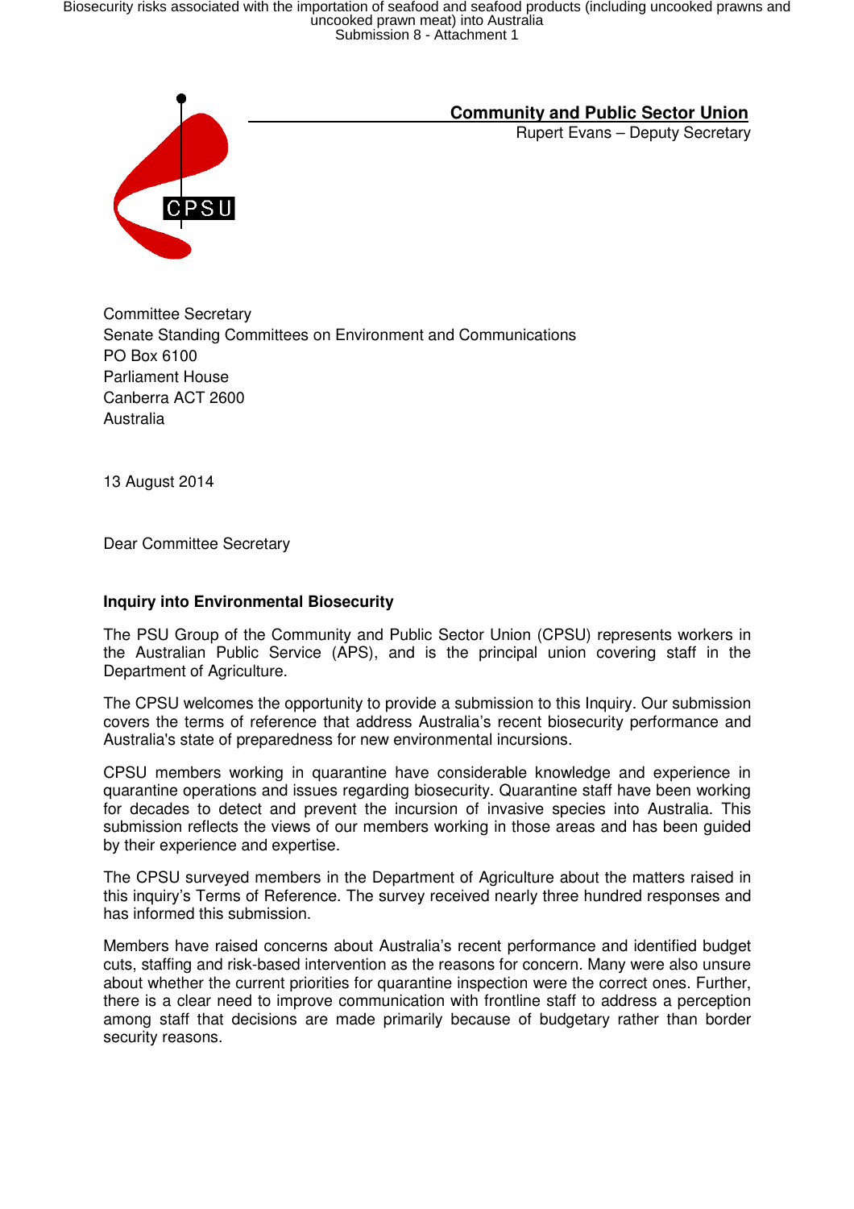**Community and Public Sector Union**

Rupert Evans – Deputy Secretary

Committee Secretary
Senate Standing Committees on Environment and Communications
PO Box 6100
Parliament House
Canberra ACT 2600
Australia

13 August 2014

Dear Committee Secretary

**Inquiry into Environmental Biosecurity**

The PSU Group of the Community and Public Sector Union (CPSU) represents workers in the Australian Public Service (APS), and is the principal union covering staff in the Department of Agriculture.

The CPSU welcomes the opportunity to provide a submission to this Inquiry. Our submission covers the terms of reference that address Australia's recent biosecurity performance and Australia's state of preparedness for new environmental incursions.

CPSU members working in quarantine have considerable knowledge and experience in quarantine operations and issues regarding biosecurity. Quarantine staff have been working for decades to detect and prevent the incursion of invasive species into Australia. This submission reflects the views of our members working in those areas and has been guided by their experience and expertise.

The CPSU surveyed members in the Department of Agriculture about the matters raised in this inquiry's Terms of Reference. The survey received nearly three hundred responses and has informed this submission.

Members have raised concerns about Australia's recent performance and identified budget cuts, staffing and risk-based intervention as the reasons for concern. Many were also unsure about whether the current priorities for quarantine inspection were the correct ones. Further, there is a clear need to improve communication with frontline staff to address a perception among staff that decisions are made primarily because of budgetary rather than border security reasons.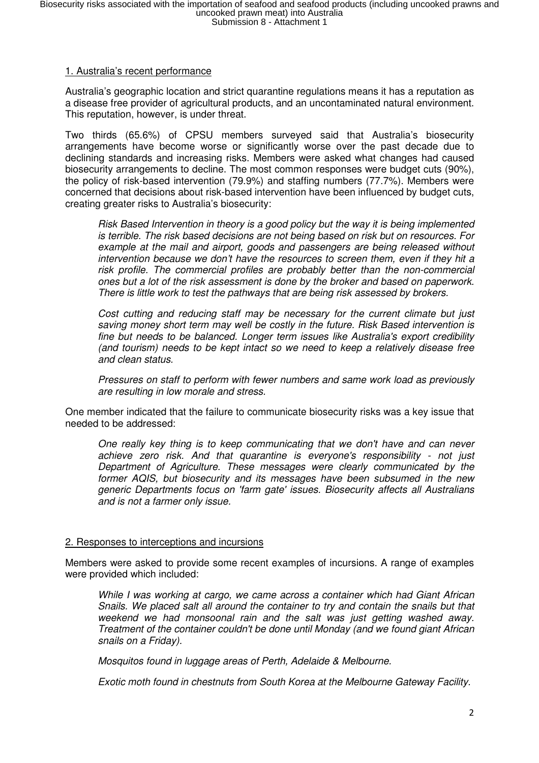## 1. Australia's recent performance

Australia's geographic location and strict quarantine regulations means it has a reputation as a disease free provider of agricultural products, and an uncontaminated natural environment. This reputation, however, is under threat.

Two thirds (65.6%) of CPSU members surveyed said that Australia's biosecurity arrangements have become worse or significantly worse over the past decade due to declining standards and increasing risks. Members were asked what changes had caused biosecurity arrangements to decline. The most common responses were budget cuts (90%), the policy of risk-based intervention (79.9%) and staffing numbers (77.7%). Members were concerned that decisions about risk-based intervention have been influenced by budget cuts, creating greater risks to Australia's biosecurity:

> *Risk Based Intervention in theory is a good policy but the way it is being implemented is terrible. The risk based decisions are not being based on risk but on resources. For example at the mail and airport, goods and passengers are being released without intervention because we don't have the resources to screen them, even if they hit a risk profile. The commercial profiles are probably better than the non-commercial ones but a lot of the risk assessment is done by the broker and based on paperwork. There is little work to test the pathways that are being risk assessed by brokers.*
>
> *Cost cutting and reducing staff may be necessary for the current climate but just saving money short term may well be costly in the future. Risk Based intervention is fine but needs to be balanced. Longer term issues like Australia's export credibility (and tourism) needs to be kept intact so we need to keep a relatively disease free and clean status.*
>
> *Pressures on staff to perform with fewer numbers and same work load as previously are resulting in low morale and stress.*

One member indicated that the failure to communicate biosecurity risks was a key issue that needed to be addressed:

> *One really key thing is to keep communicating that we don't have and can never achieve zero risk. And that quarantine is everyone's responsibility - not just Department of Agriculture. These messages were clearly communicated by the former AQIS, but biosecurity and its messages have been subsumed in the new generic Departments focus on 'farm gate' issues. Biosecurity affects all Australians and is not a farmer only issue.*

## 2. Responses to interceptions and incursions

Members were asked to provide some recent examples of incursions. A range of examples were provided which included:

> *While I was working at cargo, we came across a container which had Giant African Snails. We placed salt all around the container to try and contain the snails but that weekend we had monsoonal rain and the salt was just getting washed away. Treatment of the container couldn't be done until Monday (and we found giant African snails on a Friday).*
>
> *Mosquitos found in luggage areas of Perth, Adelaide & Melbourne.*
>
> *Exotic moth found in chestnuts from South Korea at the Melbourne Gateway Facility.*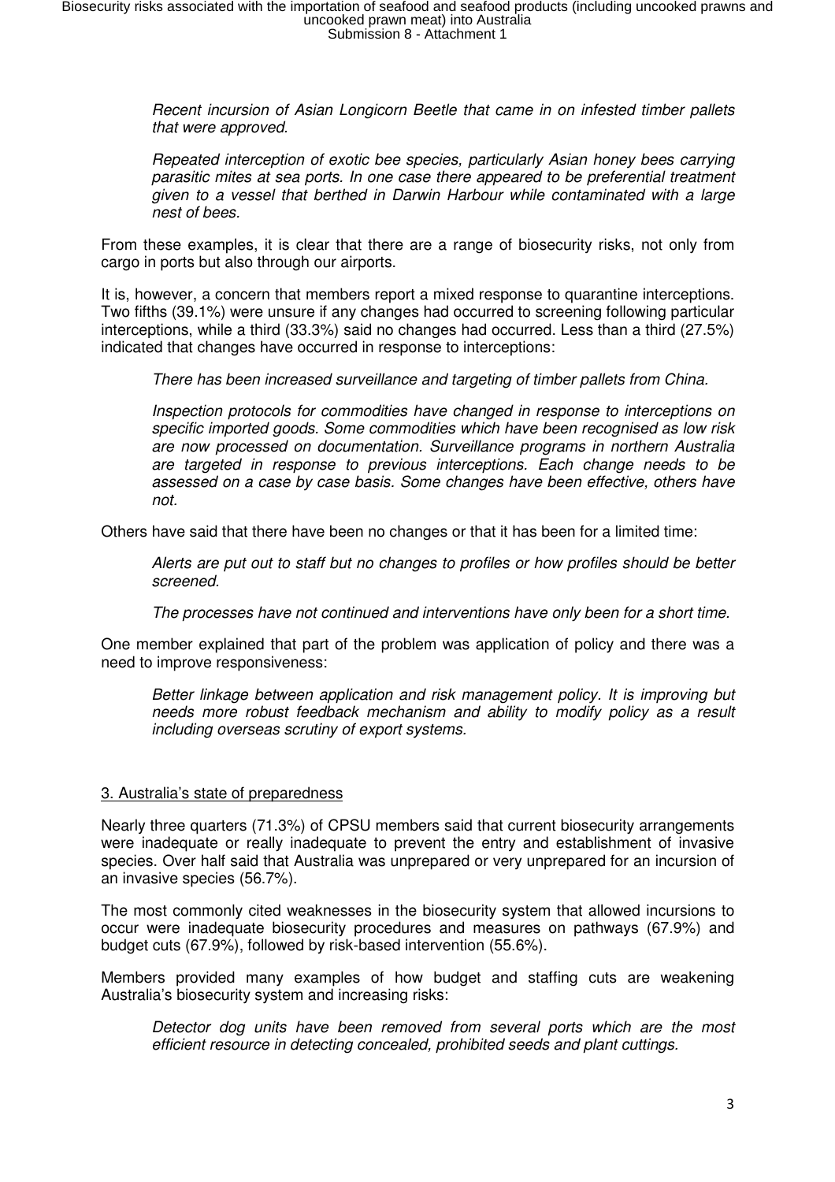*Recent incursion of Asian Longicorn Beetle that came in on infested timber pallets that were approved.*

*Repeated interception of exotic bee species, particularly Asian honey bees carrying parasitic mites at sea ports. In one case there appeared to be preferential treatment given to a vessel that berthed in Darwin Harbour while contaminated with a large nest of bees.*

From these examples, it is clear that there are a range of biosecurity risks, not only from cargo in ports but also through our airports.

It is, however, a concern that members report a mixed response to quarantine interceptions. Two fifths (39.1%) were unsure if any changes had occurred to screening following particular interceptions, while a third (33.3%) said no changes had occurred. Less than a third (27.5%) indicated that changes have occurred in response to interceptions:

*There has been increased surveillance and targeting of timber pallets from China.*

*Inspection protocols for commodities have changed in response to interceptions on specific imported goods. Some commodities which have been recognised as low risk are now processed on documentation. Surveillance programs in northern Australia are targeted in response to previous interceptions. Each change needs to be assessed on a case by case basis. Some changes have been effective, others have not.*

Others have said that there have been no changes or that it has been for a limited time:

*Alerts are put out to staff but no changes to profiles or how profiles should be better screened.*

*The processes have not continued and interventions have only been for a short time.*

One member explained that part of the problem was application of policy and there was a need to improve responsiveness:

*Better linkage between application and risk management policy. It is improving but needs more robust feedback mechanism and ability to modify policy as a result including overseas scrutiny of export systems.*

## 3. Australia's state of preparedness

Nearly three quarters (71.3%) of CPSU members said that current biosecurity arrangements were inadequate or really inadequate to prevent the entry and establishment of invasive species. Over half said that Australia was unprepared or very unprepared for an incursion of an invasive species (56.7%).

The most commonly cited weaknesses in the biosecurity system that allowed incursions to occur were inadequate biosecurity procedures and measures on pathways (67.9%) and budget cuts (67.9%), followed by risk-based intervention (55.6%).

Members provided many examples of how budget and staffing cuts are weakening Australia's biosecurity system and increasing risks:

*Detector dog units have been removed from several ports which are the most efficient resource in detecting concealed, prohibited seeds and plant cuttings.*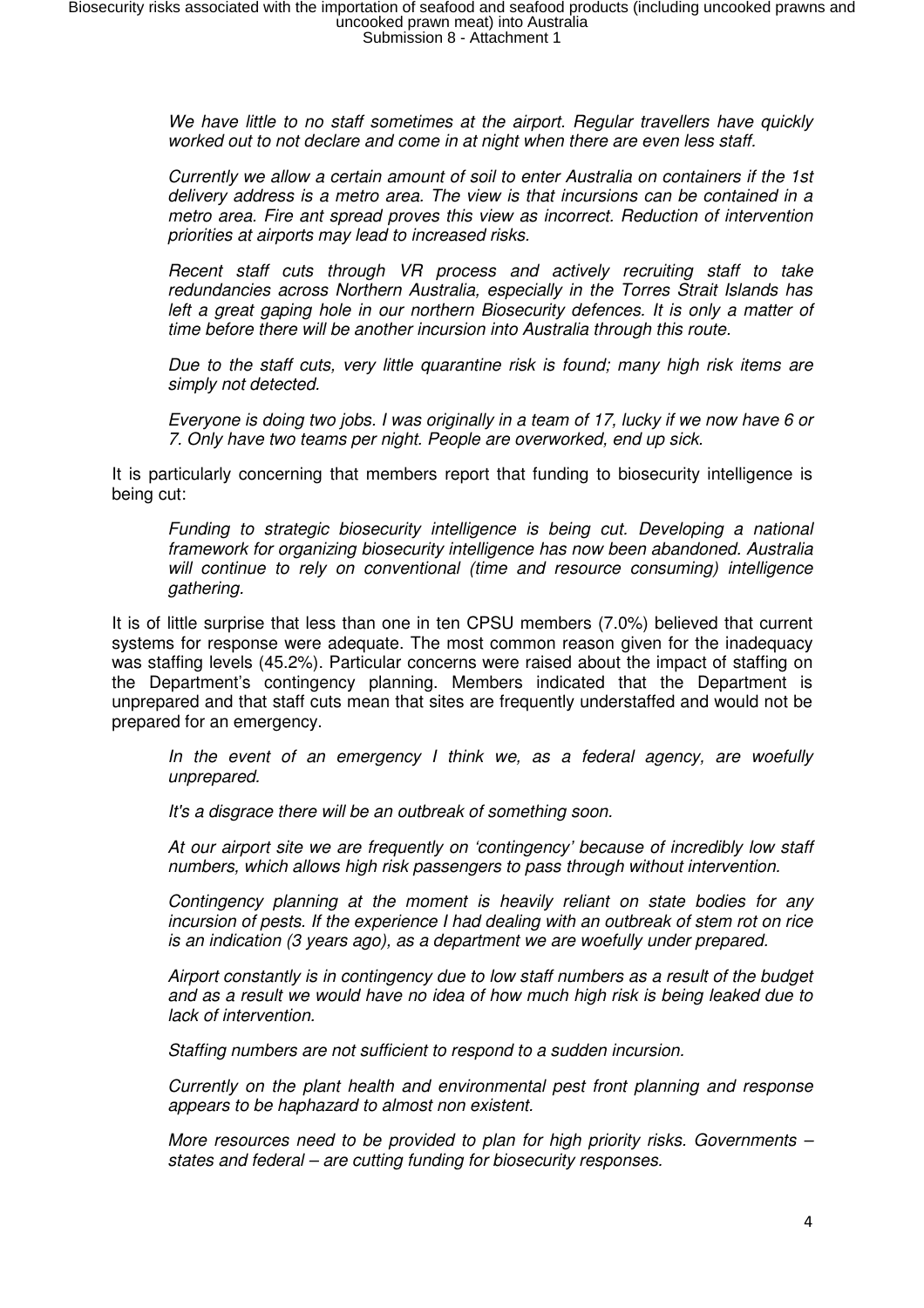*We have little to no staff sometimes at the airport. Regular travellers have quickly worked out to not declare and come in at night when there are even less staff.*

*Currently we allow a certain amount of soil to enter Australia on containers if the 1st delivery address is a metro area. The view is that incursions can be contained in a metro area. Fire ant spread proves this view as incorrect. Reduction of intervention priorities at airports may lead to increased risks.*

*Recent staff cuts through VR process and actively recruiting staff to take redundancies across Northern Australia, especially in the Torres Strait Islands has left a great gaping hole in our northern Biosecurity defences. It is only a matter of time before there will be another incursion into Australia through this route.*

*Due to the staff cuts, very little quarantine risk is found; many high risk items are simply not detected.*

*Everyone is doing two jobs. I was originally in a team of 17, lucky if we now have 6 or 7. Only have two teams per night. People are overworked, end up sick.*

It is particularly concerning that members report that funding to biosecurity intelligence is being cut:

*Funding to strategic biosecurity intelligence is being cut. Developing a national framework for organizing biosecurity intelligence has now been abandoned. Australia will continue to rely on conventional (time and resource consuming) intelligence gathering.*

It is of little surprise that less than one in ten CPSU members (7.0%) believed that current systems for response were adequate. The most common reason given for the inadequacy was staffing levels (45.2%). Particular concerns were raised about the impact of staffing on the Department's contingency planning. Members indicated that the Department is unprepared and that staff cuts mean that sites are frequently understaffed and would not be prepared for an emergency.

*In the event of an emergency I think we, as a federal agency, are woefully unprepared.*

*It's a disgrace there will be an outbreak of something soon.*

*At our airport site we are frequently on 'contingency' because of incredibly low staff numbers, which allows high risk passengers to pass through without intervention.*

*Contingency planning at the moment is heavily reliant on state bodies for any incursion of pests. If the experience I had dealing with an outbreak of stem rot on rice is an indication (3 years ago), as a department we are woefully under prepared.*

*Airport constantly is in contingency due to low staff numbers as a result of the budget and as a result we would have no idea of how much high risk is being leaked due to lack of intervention.*

*Staffing numbers are not sufficient to respond to a sudden incursion.*

*Currently on the plant health and environmental pest front planning and response appears to be haphazard to almost non existent.*

*More resources need to be provided to plan for high priority risks. Governments – states and federal – are cutting funding for biosecurity responses.*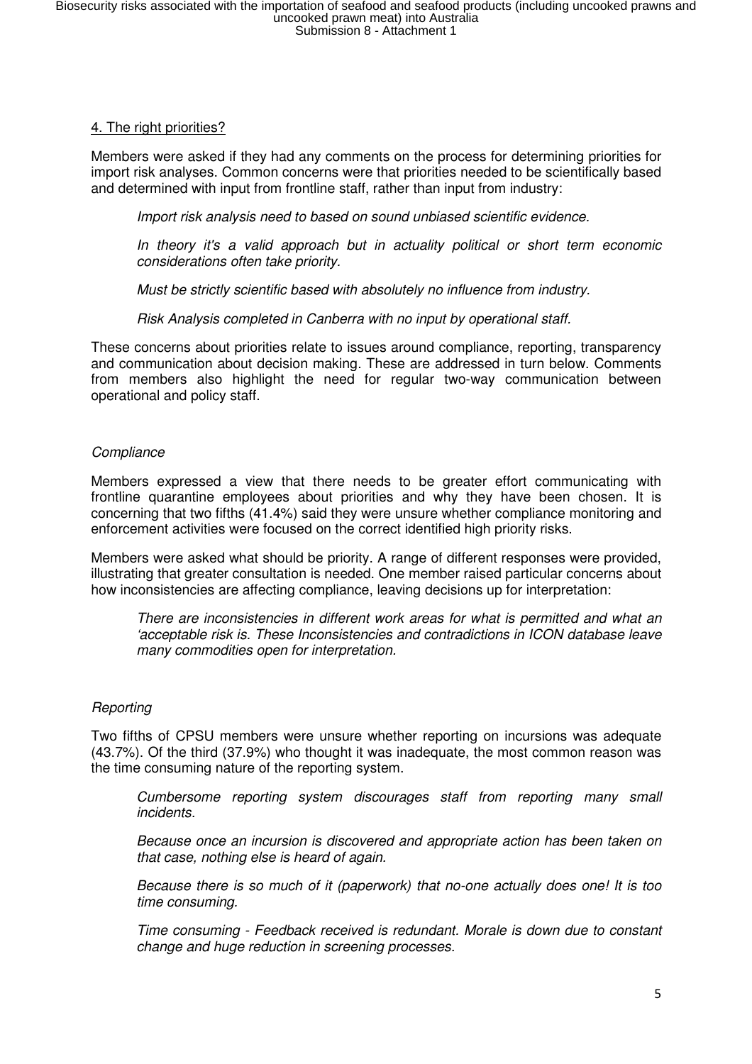## 4. The right priorities?

Members were asked if they had any comments on the process for determining priorities for import risk analyses. Common concerns were that priorities needed to be scientifically based and determined with input from frontline staff, rather than input from industry:

> *Import risk analysis need to based on sound unbiased scientific evidence.*
>
> *In theory it's a valid approach but in actuality political or short term economic considerations often take priority.*
>
> *Must be strictly scientific based with absolutely no influence from industry.*
>
> *Risk Analysis completed in Canberra with no input by operational staff.*

These concerns about priorities relate to issues around compliance, reporting, transparency and communication about decision making. These are addressed in turn below. Comments from members also highlight the need for regular two-way communication between operational and policy staff.

### *Compliance*

Members expressed a view that there needs to be greater effort communicating with frontline quarantine employees about priorities and why they have been chosen. It is concerning that two fifths (41.4%) said they were unsure whether compliance monitoring and enforcement activities were focused on the correct identified high priority risks.

Members were asked what should be priority. A range of different responses were provided, illustrating that greater consultation is needed. One member raised particular concerns about how inconsistencies are affecting compliance, leaving decisions up for interpretation:

> *There are inconsistencies in different work areas for what is permitted and what an 'acceptable risk is. These Inconsistencies and contradictions in ICON database leave many commodities open for interpretation.*

### *Reporting*

Two fifths of CPSU members were unsure whether reporting on incursions was adequate (43.7%). Of the third (37.9%) who thought it was inadequate, the most common reason was the time consuming nature of the reporting system.

> *Cumbersome reporting system discourages staff from reporting many small incidents.*
>
> *Because once an incursion is discovered and appropriate action has been taken on that case, nothing else is heard of again.*
>
> *Because there is so much of it (paperwork) that no-one actually does one! It is too time consuming.*
>
> *Time consuming - Feedback received is redundant. Morale is down due to constant change and huge reduction in screening processes.*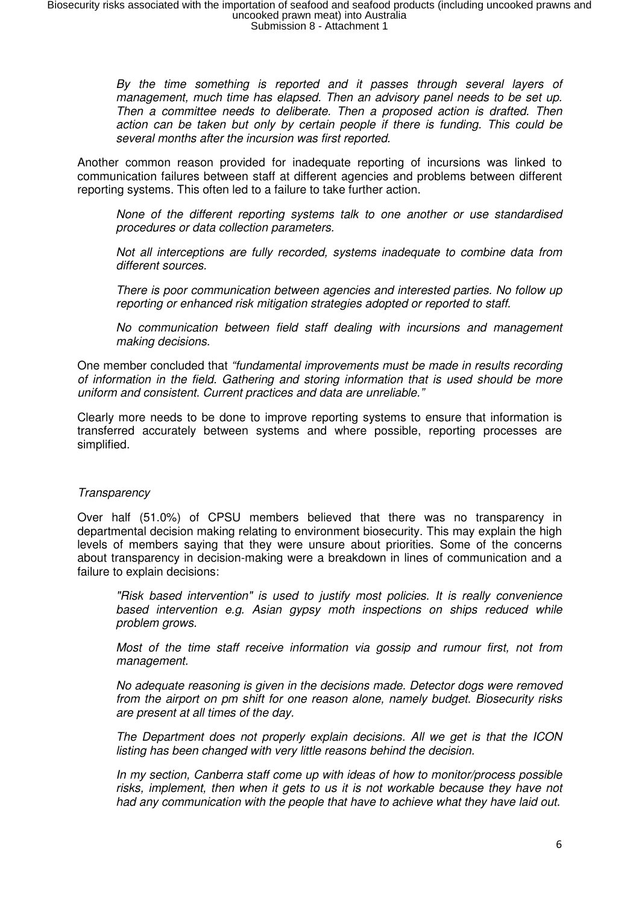*By the time something is reported and it passes through several layers of management, much time has elapsed. Then an advisory panel needs to be set up. Then a committee needs to deliberate. Then a proposed action is drafted. Then action can be taken but only by certain people if there is funding. This could be several months after the incursion was first reported.*

Another common reason provided for inadequate reporting of incursions was linked to communication failures between staff at different agencies and problems between different reporting systems. This often led to a failure to take further action.

*None of the different reporting systems talk to one another or use standardised procedures or data collection parameters.*

*Not all interceptions are fully recorded, systems inadequate to combine data from different sources.*

*There is poor communication between agencies and interested parties. No follow up reporting or enhanced risk mitigation strategies adopted or reported to staff.*

*No communication between field staff dealing with incursions and management making decisions.*

One member concluded that *"fundamental improvements must be made in results recording of information in the field. Gathering and storing information that is used should be more uniform and consistent. Current practices and data are unreliable."*

Clearly more needs to be done to improve reporting systems to ensure that information is transferred accurately between systems and where possible, reporting processes are simplified.

*Transparency*

Over half (51.0%) of CPSU members believed that there was no transparency in departmental decision making relating to environment biosecurity. This may explain the high levels of members saying that they were unsure about priorities. Some of the concerns about transparency in decision-making were a breakdown in lines of communication and a failure to explain decisions:

*"Risk based intervention" is used to justify most policies. It is really convenience based intervention e.g. Asian gypsy moth inspections on ships reduced while problem grows.*

*Most of the time staff receive information via gossip and rumour first, not from management.*

*No adequate reasoning is given in the decisions made. Detector dogs were removed from the airport on pm shift for one reason alone, namely budget. Biosecurity risks are present at all times of the day.*

*The Department does not properly explain decisions. All we get is that the ICON listing has been changed with very little reasons behind the decision.*

*In my section, Canberra staff come up with ideas of how to monitor/process possible risks, implement, then when it gets to us it is not workable because they have not had any communication with the people that have to achieve what they have laid out.*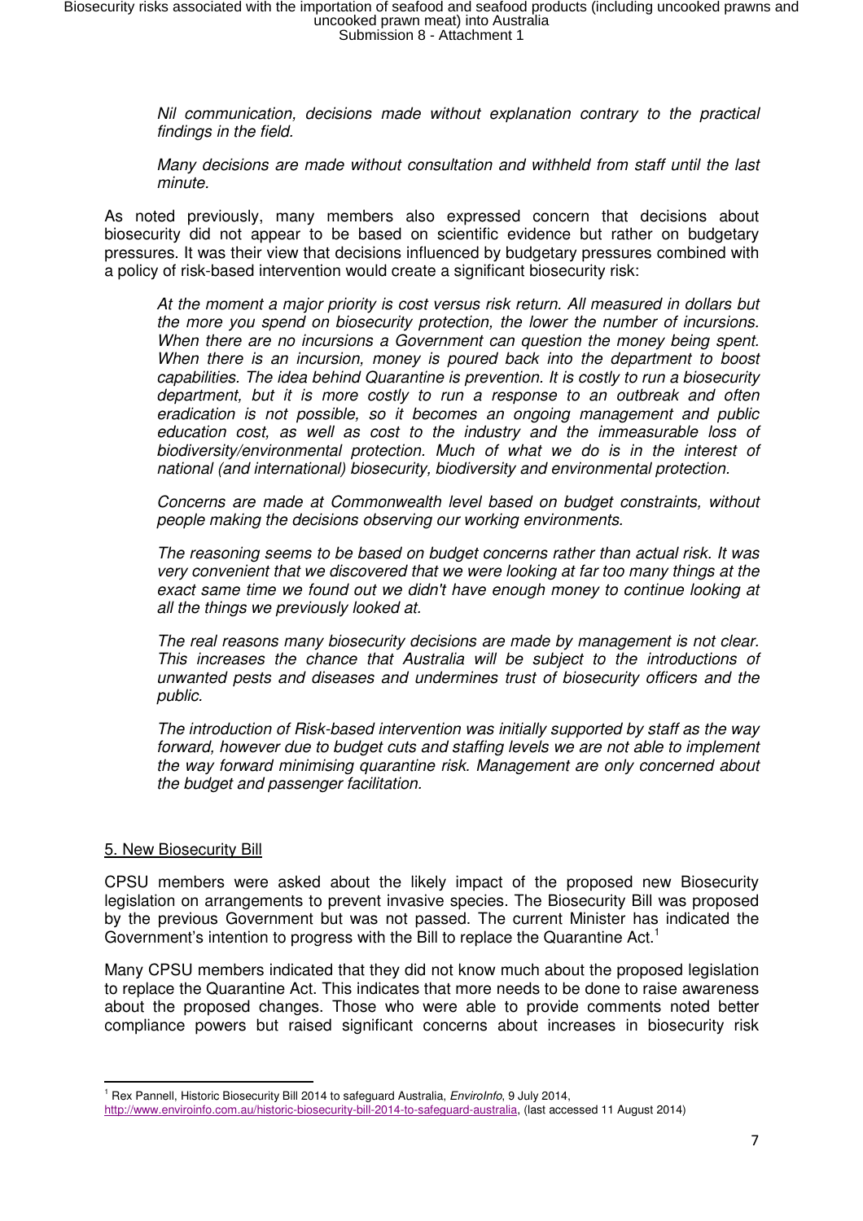*Nil communication, decisions made without explanation contrary to the practical findings in the field.*

*Many decisions are made without consultation and withheld from staff until the last minute.*

As noted previously, many members also expressed concern that decisions about biosecurity did not appear to be based on scientific evidence but rather on budgetary pressures. It was their view that decisions influenced by budgetary pressures combined with a policy of risk-based intervention would create a significant biosecurity risk:

*At the moment a major priority is cost versus risk return. All measured in dollars but the more you spend on biosecurity protection, the lower the number of incursions. When there are no incursions a Government can question the money being spent. When there is an incursion, money is poured back into the department to boost capabilities. The idea behind Quarantine is prevention. It is costly to run a biosecurity department, but it is more costly to run a response to an outbreak and often eradication is not possible, so it becomes an ongoing management and public education cost, as well as cost to the industry and the immeasurable loss of biodiversity/environmental protection. Much of what we do is in the interest of national (and international) biosecurity, biodiversity and environmental protection.*

*Concerns are made at Commonwealth level based on budget constraints, without people making the decisions observing our working environments.*

*The reasoning seems to be based on budget concerns rather than actual risk. It was very convenient that we discovered that we were looking at far too many things at the exact same time we found out we didn't have enough money to continue looking at all the things we previously looked at.*

*The real reasons many biosecurity decisions are made by management is not clear. This increases the chance that Australia will be subject to the introductions of unwanted pests and diseases and undermines trust of biosecurity officers and the public.*

*The introduction of Risk-based intervention was initially supported by staff as the way forward, however due to budget cuts and staffing levels we are not able to implement the way forward minimising quarantine risk. Management are only concerned about the budget and passenger facilitation.*

## 5. New Biosecurity Bill

CPSU members were asked about the likely impact of the proposed new Biosecurity legislation on arrangements to prevent invasive species. The Biosecurity Bill was proposed by the previous Government but was not passed. The current Minister has indicated the Government's intention to progress with the Bill to replace the Quarantine Act.[1]

Many CPSU members indicated that they did not know much about the proposed legislation to replace the Quarantine Act. This indicates that more needs to be done to raise awareness about the proposed changes. Those who were able to provide comments noted better compliance powers but raised significant concerns about increases in biosecurity risk

---

[1] Rex Pannell, Historic Biosecurity Bill 2014 to safeguard Australia, *EnviroInfo*, 9 July 2014, http://www.enviroinfo.com.au/historic-biosecurity-bill-2014-to-safeguard-australia, (last accessed 11 August 2014)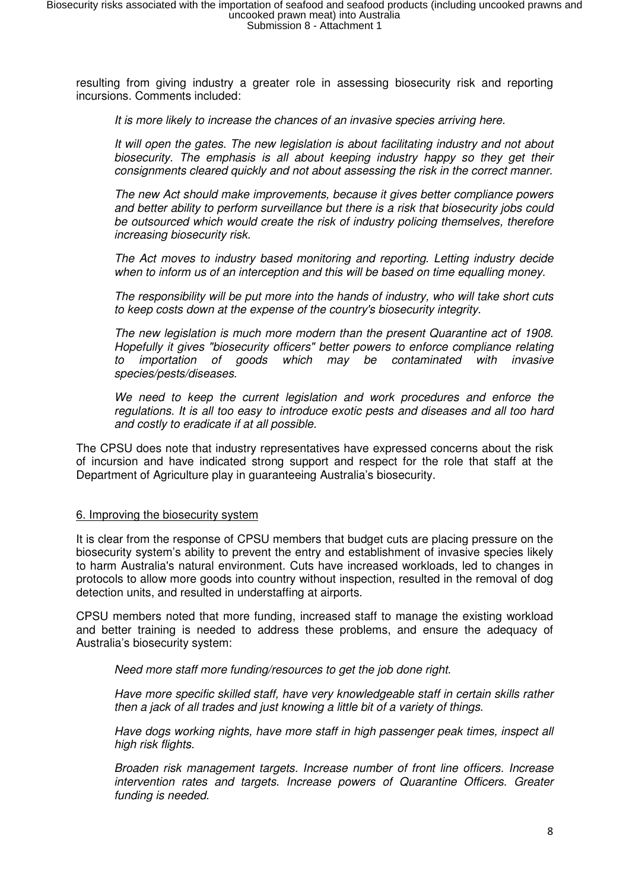resulting from giving industry a greater role in assessing biosecurity risk and reporting incursions. Comments included:

> *It is more likely to increase the chances of an invasive species arriving here.*
>
> *It will open the gates. The new legislation is about facilitating industry and not about biosecurity. The emphasis is all about keeping industry happy so they get their consignments cleared quickly and not about assessing the risk in the correct manner.*
>
> *The new Act should make improvements, because it gives better compliance powers and better ability to perform surveillance but there is a risk that biosecurity jobs could be outsourced which would create the risk of industry policing themselves, therefore increasing biosecurity risk.*
>
> *The Act moves to industry based monitoring and reporting. Letting industry decide when to inform us of an interception and this will be based on time equalling money.*
>
> *The responsibility will be put more into the hands of industry, who will take short cuts to keep costs down at the expense of the country's biosecurity integrity.*
>
> *The new legislation is much more modern than the present Quarantine act of 1908. Hopefully it gives "biosecurity officers" better powers to enforce compliance relating to importation of goods which may be contaminated with invasive species/pests/diseases.*
>
> *We need to keep the current legislation and work procedures and enforce the regulations. It is all too easy to introduce exotic pests and diseases and all too hard and costly to eradicate if at all possible.*

The CPSU does note that industry representatives have expressed concerns about the risk of incursion and have indicated strong support and respect for the role that staff at the Department of Agriculture play in guaranteeing Australia's biosecurity.

## 6. Improving the biosecurity system

It is clear from the response of CPSU members that budget cuts are placing pressure on the biosecurity system's ability to prevent the entry and establishment of invasive species likely to harm Australia's natural environment. Cuts have increased workloads, led to changes in protocols to allow more goods into country without inspection, resulted in the removal of dog detection units, and resulted in understaffing at airports.

CPSU members noted that more funding, increased staff to manage the existing workload and better training is needed to address these problems, and ensure the adequacy of Australia's biosecurity system:

> *Need more staff more funding/resources to get the job done right.*
>
> *Have more specific skilled staff, have very knowledgeable staff in certain skills rather then a jack of all trades and just knowing a little bit of a variety of things.*
>
> *Have dogs working nights, have more staff in high passenger peak times, inspect all high risk flights.*
>
> *Broaden risk management targets. Increase number of front line officers. Increase intervention rates and targets. Increase powers of Quarantine Officers. Greater funding is needed.*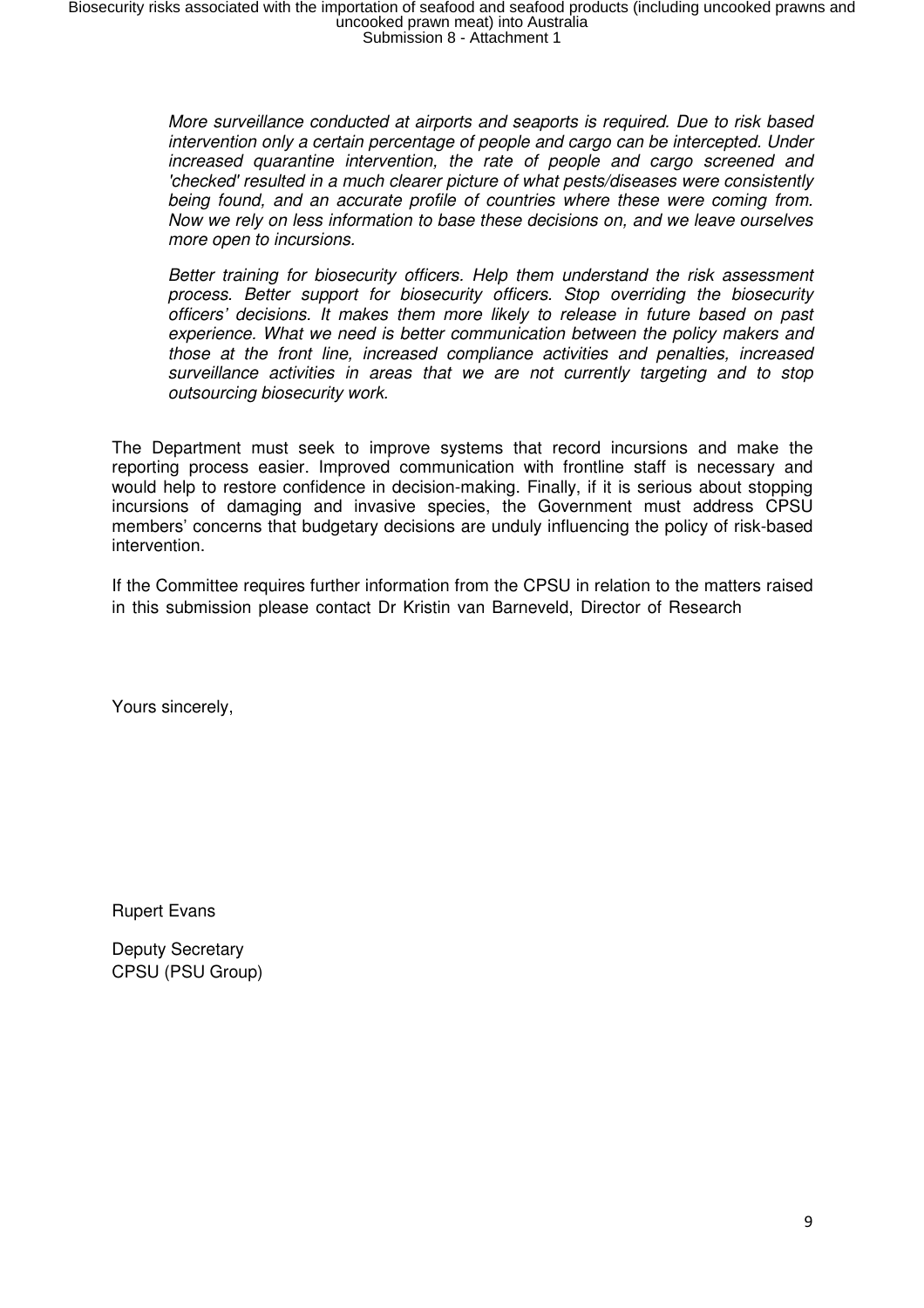*More surveillance conducted at airports and seaports is required. Due to risk based intervention only a certain percentage of people and cargo can be intercepted. Under increased quarantine intervention, the rate of people and cargo screened and 'checked' resulted in a much clearer picture of what pests/diseases were consistently being found, and an accurate profile of countries where these were coming from. Now we rely on less information to base these decisions on, and we leave ourselves more open to incursions.*

*Better training for biosecurity officers. Help them understand the risk assessment process. Better support for biosecurity officers. Stop overriding the biosecurity officers' decisions. It makes them more likely to release in future based on past experience. What we need is better communication between the policy makers and those at the front line, increased compliance activities and penalties, increased surveillance activities in areas that we are not currently targeting and to stop outsourcing biosecurity work.*

The Department must seek to improve systems that record incursions and make the reporting process easier. Improved communication with frontline staff is necessary and would help to restore confidence in decision-making. Finally, if it is serious about stopping incursions of damaging and invasive species, the Government must address CPSU members' concerns that budgetary decisions are unduly influencing the policy of risk-based intervention.

If the Committee requires further information from the CPSU in relation to the matters raised in this submission please contact Dr Kristin van Barneveld, Director of Research

Yours sincerely,

Rupert Evans

Deputy Secretary
CPSU (PSU Group)